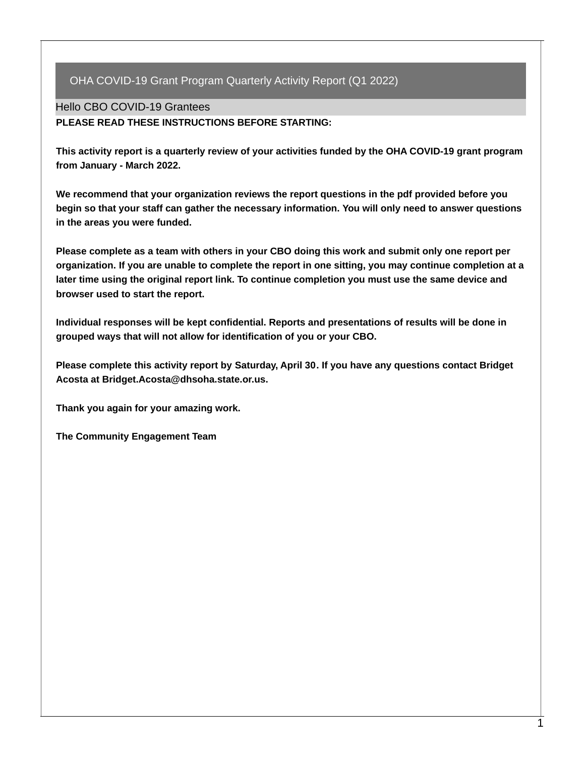# OHA COVID-19 Grant Program Quarterly Activity Report (Q1 2022)

## Hello CBO COVID-19 Grantees

**PLEASE READ THESE INSTRUCTIONS BEFORE STARTING:**

**This activity report is a quarterly review of your activities funded by the OHA COVID-19 grant program from January - March 2022.**

**We recommend that your organization reviews the report questions in the pdf provided before you begin so that your staff can gather the necessary information. You will only need to answer questions in the areas you were funded.**

**Please complete as a team with others in your CBO doing this work and submit only one report per organization. If you are unable to complete the report in one sitting, you may continue completion at a later time using the original report link. To continue completion you must use the same device and browser used to start the report.**

**Individual responses will be kept confidential. Reports and presentations of results will be done in grouped ways that will not allow for identification of you or your CBO.**

**Please complete this activity report by Saturday, April 30. If you have any questions contact Bridget Acosta at Bridget.Acosta@dhsoha.state.or.us.**

**Thank you again for your amazing work.**

**The Community Engagement Team**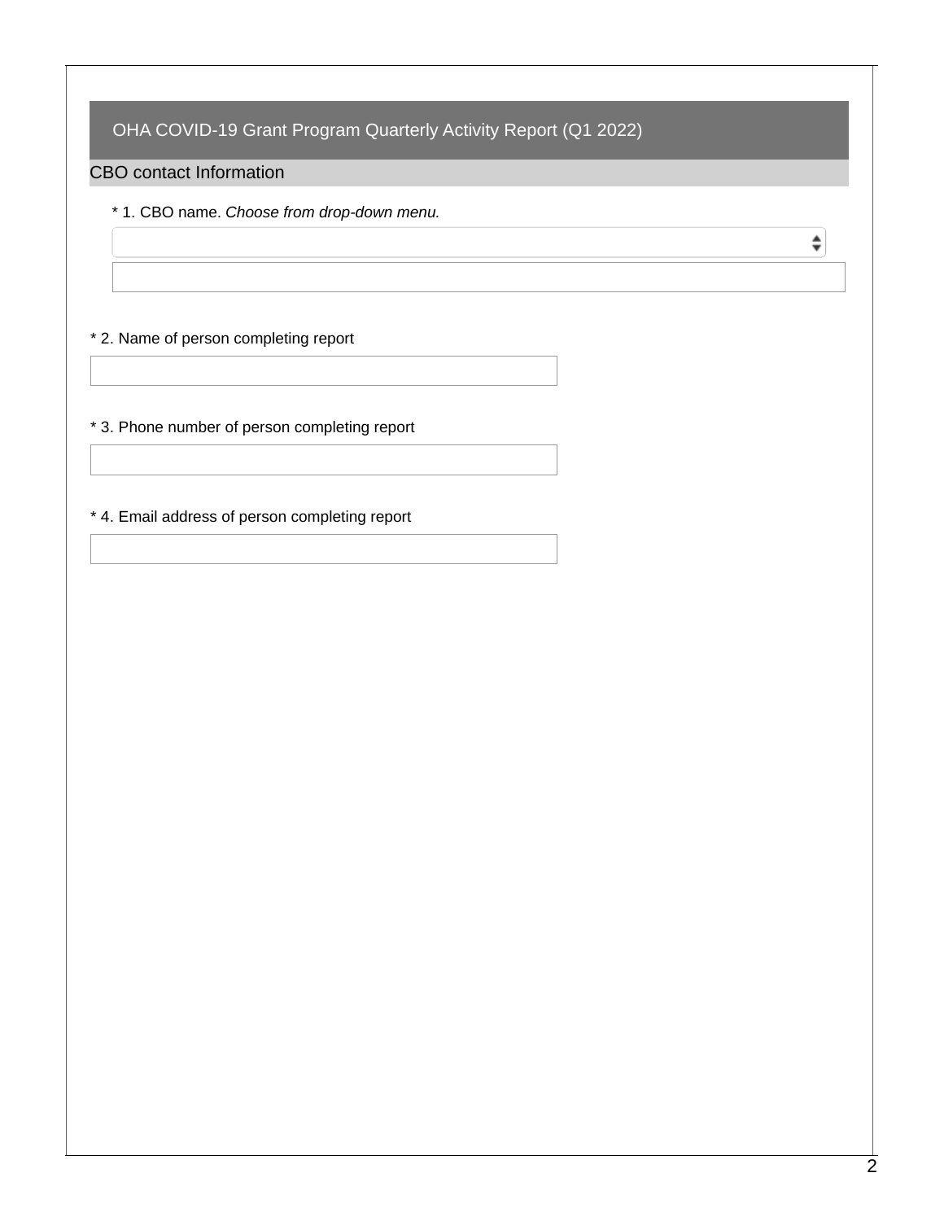## OHA COVID-19 Grant Program Quarterly Activity Report (Q1 2022)

### CBO contact Information

* 1. CBO name. *Choose from drop-down menu.*

* 2. Name of person completing report

* 3. Phone number of person completing report

* 4. Email address of person completing report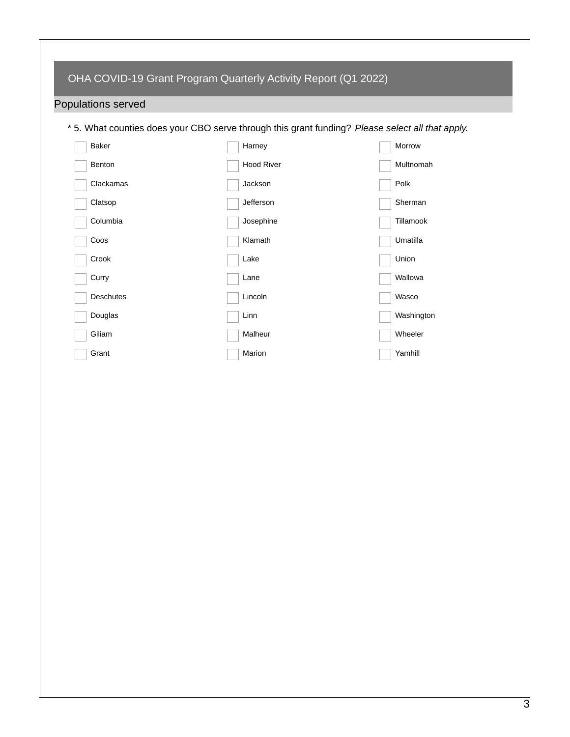## OHA COVID-19 Grant Program Quarterly Activity Report (Q1 2022)

### Populations served

\* 5. What counties does your CBO serve through this grant funding? *Please select all that apply.*

- [ ] Baker
- [ ] Benton
- [ ] Clackamas
- [ ] Clatsop
- [ ] Columbia
- [ ] Coos
- [ ] Crook
- [ ] Curry
- [ ] Deschutes
- [ ] Douglas
- [ ] Giliam
- [ ] Grant
- [ ] Harney
- [ ] Hood River
- [ ] Jackson
- [ ] Jefferson
- [ ] Josephine
- [ ] Klamath
- [ ] Lake
- [ ] Lane
- [ ] Lincoln
- [ ] Linn
- [ ] Malheur
- [ ] Marion
- [ ] Morrow
- [ ] Multnomah
- [ ] Polk
- [ ] Sherman
- [ ] Tillamook
- [ ] Umatilla
- [ ] Union
- [ ] Wallowa
- [ ] Wasco
- [ ] Washington
- [ ] Wheeler
- [ ] Yamhill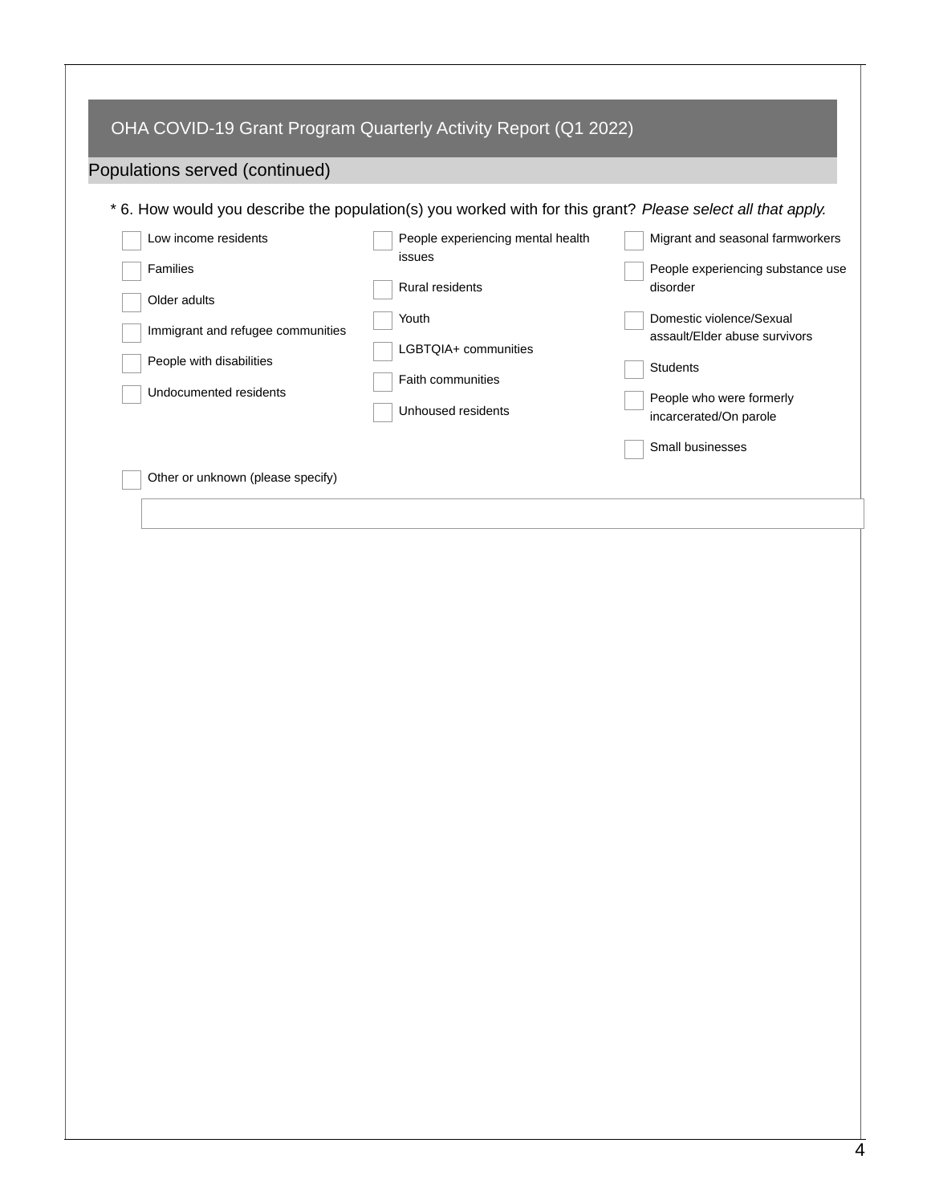## OHA COVID-19 Grant Program Quarterly Activity Report (Q1 2022)

### Populations served (continued)

\* 6. How would you describe the population(s) you worked with for this grant? *Please select all that apply.*

- [ ] Low income residents
- [ ] Families
- [ ] Older adults
- [ ] Immigrant and refugee communities
- [ ] People with disabilities
- [ ] Undocumented residents
- [ ] People experiencing mental health issues
- [ ] Rural residents
- [ ] Youth
- [ ] LGBTQIA+ communities
- [ ] Faith communities
- [ ] Unhoused residents
- [ ] Migrant and seasonal farmworkers
- [ ] People experiencing substance use disorder
- [ ] Domestic violence/Sexual assault/Elder abuse survivors
- [ ] Students
- [ ] People who were formerly incarcerated/On parole
- [ ] Small businesses
- [ ] Other or unknown (please specify)

\_\_\_\_\_\_\_\_\_\_\_\_\_\_\_\_\_\_\_\_\_\_\_\_\_\_\_\_\_\_\_\_\_\_\_\_\_\_\_\_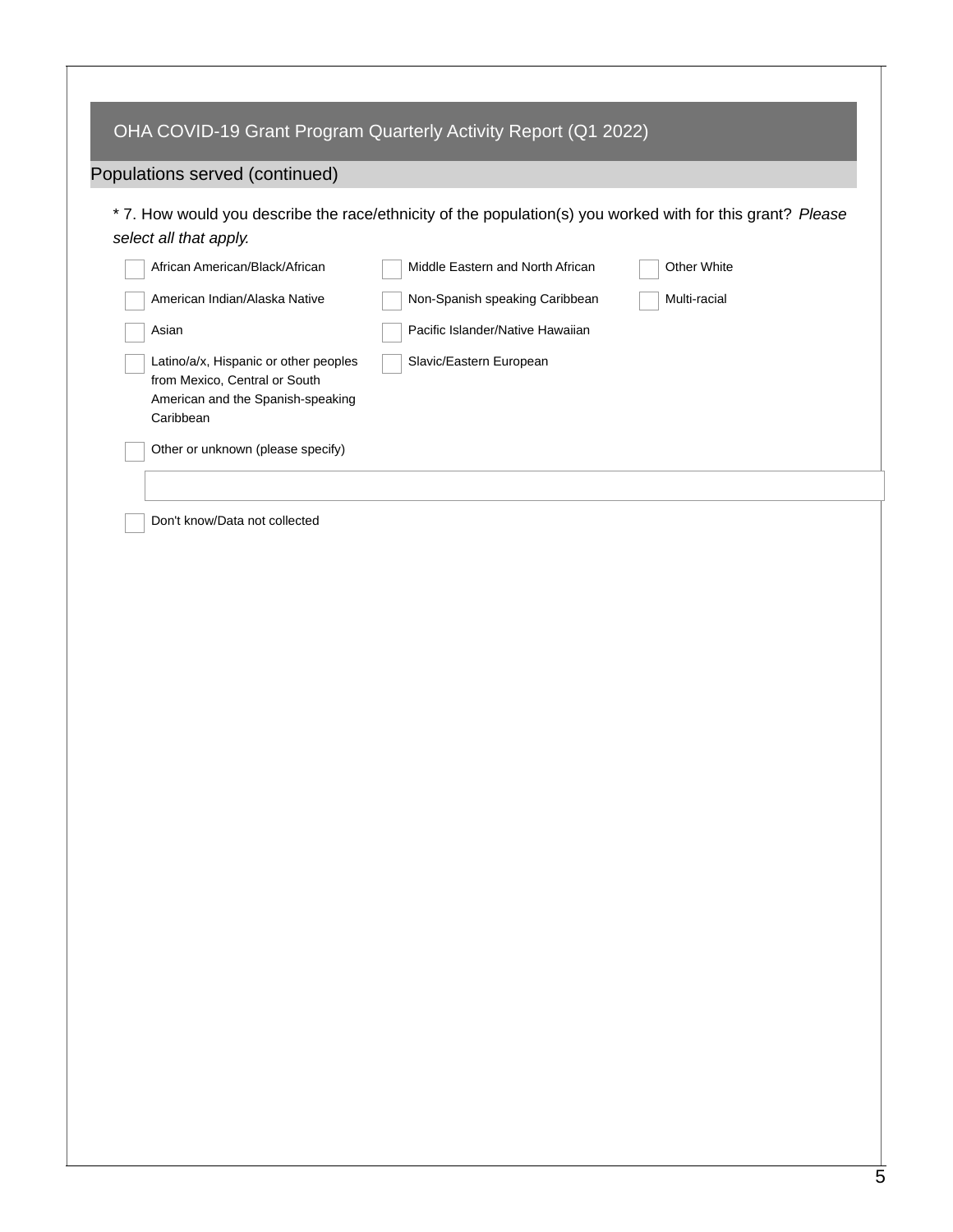## OHA COVID-19 Grant Program Quarterly Activity Report (Q1 2022)

### Populations served (continued)

\* 7. How would you describe the race/ethnicity of the population(s) you worked with for this grant? *Please select all that apply.*

- ☐ African American/Black/African
- ☐ American Indian/Alaska Native
- ☐ Asian
- ☐ Latino/a/x, Hispanic or other peoples from Mexico, Central or South American and the Spanish-speaking Caribbean
- ☐ Middle Eastern and North African
- ☐ Non-Spanish speaking Caribbean
- ☐ Pacific Islander/Native Hawaiian
- ☐ Slavic/Eastern European
- ☐ Other White
- ☐ Multi-racial
- ☐ Other or unknown (please specify)

\_\_\_\_\_\_\_\_\_\_\_\_\_\_\_\_\_\_\_\_\_\_\_\_\_\_\_\_\_\_\_\_\_\_\_\_\_\_\_\_

- ☐ Don't know/Data not collected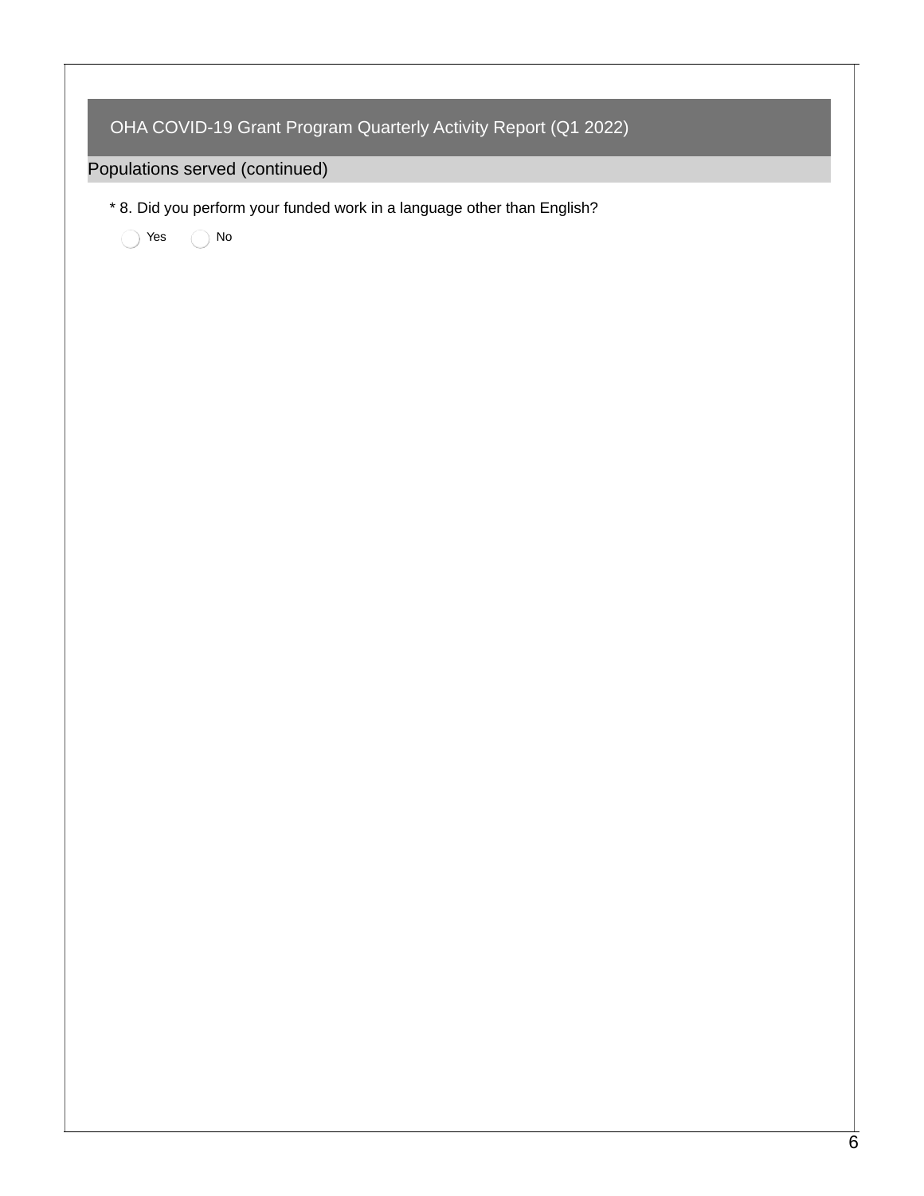## OHA COVID-19 Grant Program Quarterly Activity Report (Q1 2022)

### Populations served (continued)

\* 8. Did you perform your funded work in a language other than English?

◯ Yes ◯ No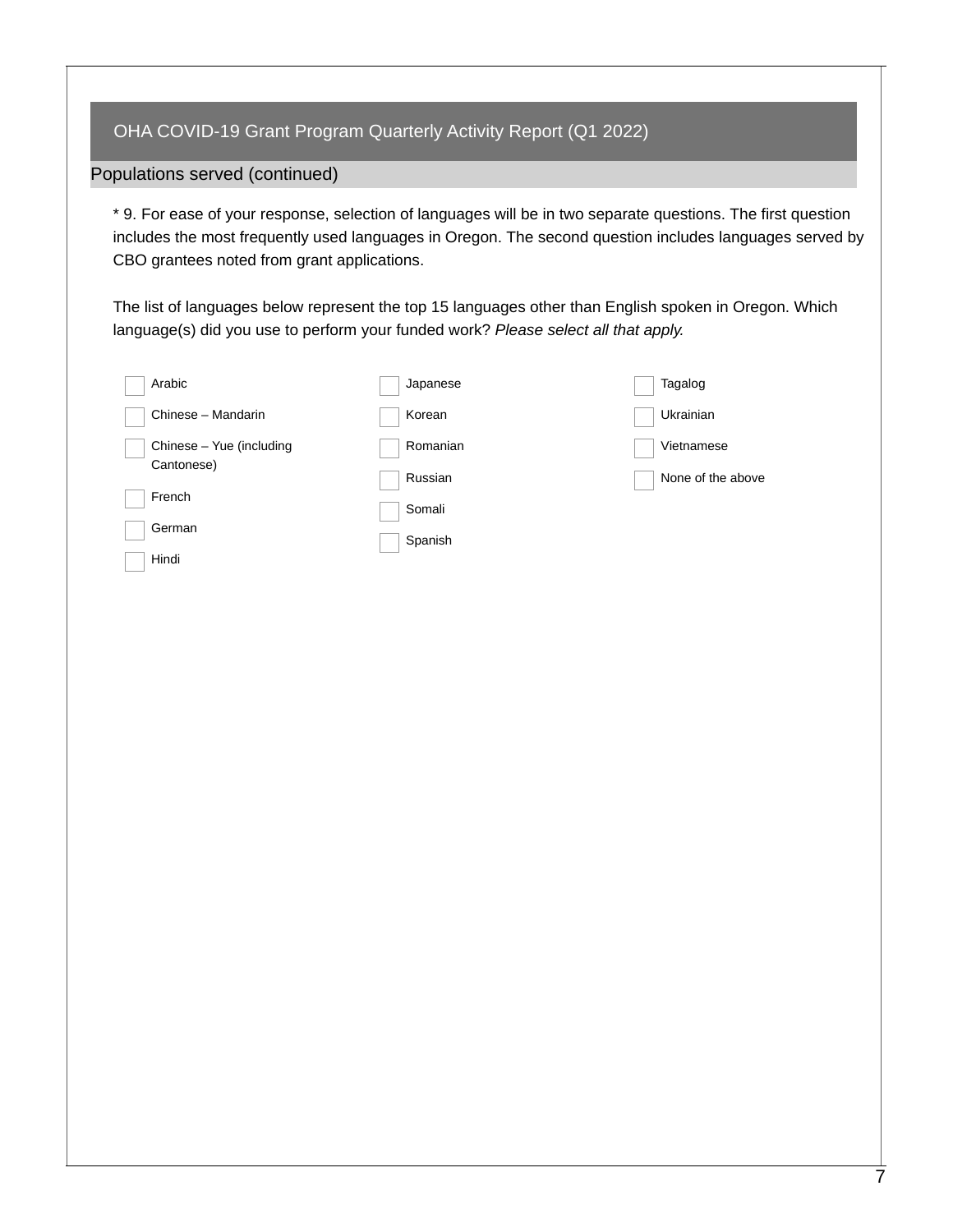## OHA COVID-19 Grant Program Quarterly Activity Report (Q1 2022)

### Populations served (continued)

* 9. For ease of your response, selection of languages will be in two separate questions. The first question includes the most frequently used languages in Oregon. The second question includes languages served by CBO grantees noted from grant applications.

The list of languages below represent the top 15 languages other than English spoken in Oregon. Which language(s) did you use to perform your funded work? *Please select all that apply.*

- [ ] Arabic
- [ ] Chinese – Mandarin
- [ ] Chinese – Yue (including Cantonese)
- [ ] French
- [ ] German
- [ ] Hindi
- [ ] Japanese
- [ ] Korean
- [ ] Romanian
- [ ] Russian
- [ ] Somali
- [ ] Spanish
- [ ] Tagalog
- [ ] Ukrainian
- [ ] Vietnamese
- [ ] None of the above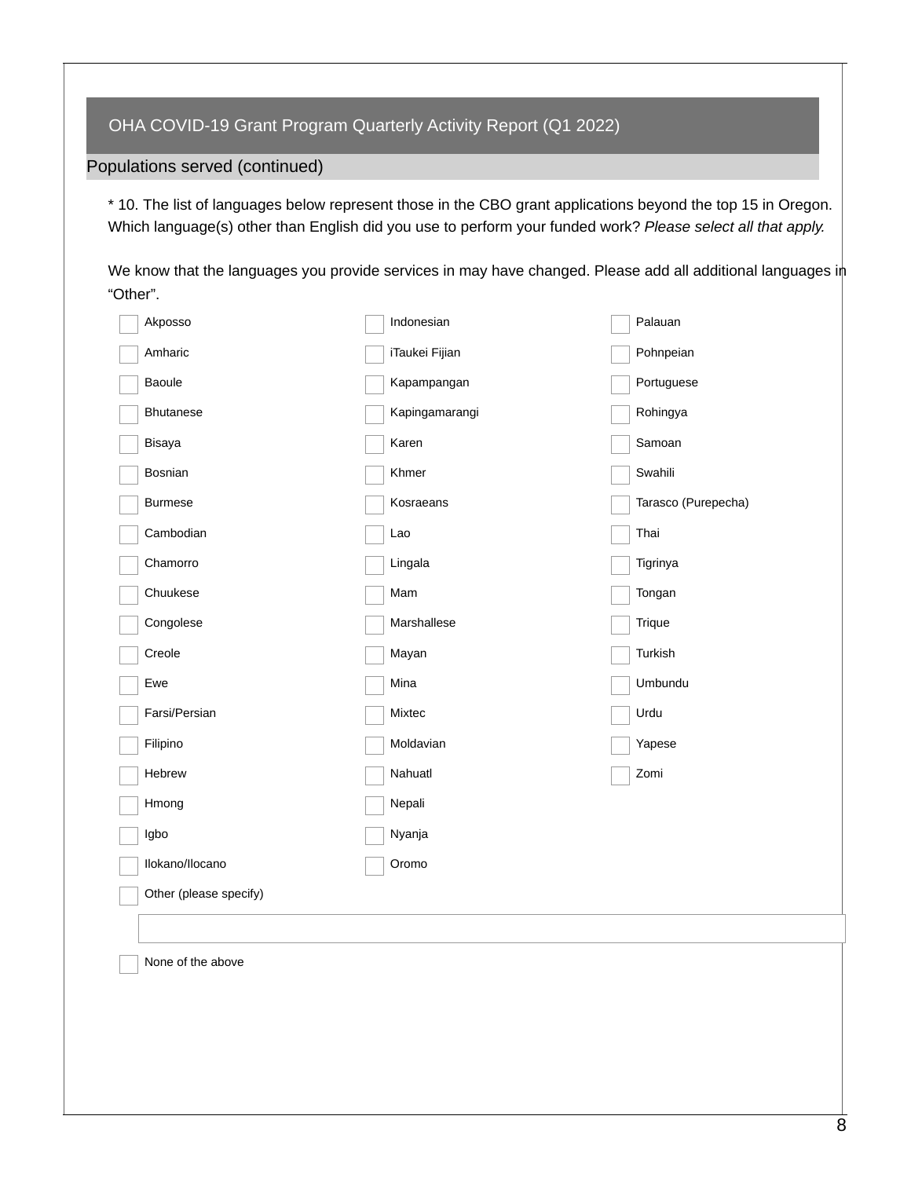## OHA COVID-19 Grant Program Quarterly Activity Report (Q1 2022)

### Populations served (continued)

* 10. The list of languages below represent those in the CBO grant applications beyond the top 15 in Oregon. Which language(s) other than English did you use to perform your funded work? *Please select all that apply.*

We know that the languages you provide services in may have changed. Please add all additional languages in “Other”.

- [ ] Akposso
- [ ] Amharic
- [ ] Baoule
- [ ] Bhutanese
- [ ] Bisaya
- [ ] Bosnian
- [ ] Burmese
- [ ] Cambodian
- [ ] Chamorro
- [ ] Chuukese
- [ ] Congolese
- [ ] Creole
- [ ] Ewe
- [ ] Farsi/Persian
- [ ] Filipino
- [ ] Hebrew
- [ ] Hmong
- [ ] Igbo
- [ ] Ilokano/Ilocano
- [ ] Indonesian
- [ ] iTaukei Fijian
- [ ] Kapampangan
- [ ] Kapingamarangi
- [ ] Karen
- [ ] Khmer
- [ ] Kosraeans
- [ ] Lao
- [ ] Lingala
- [ ] Mam
- [ ] Marshallese
- [ ] Mayan
- [ ] Mina
- [ ] Mixtec
- [ ] Moldavian
- [ ] Nahuatl
- [ ] Nepali
- [ ] Nyanja
- [ ] Oromo
- [ ] Palauan
- [ ] Pohnpeian
- [ ] Portuguese
- [ ] Rohingya
- [ ] Samoan
- [ ] Swahili
- [ ] Tarasco (Purepecha)
- [ ] Thai
- [ ] Tigrinya
- [ ] Tongan
- [ ] Trique
- [ ] Turkish
- [ ] Umbundu
- [ ] Urdu
- [ ] Yapese
- [ ] Zomi
- [ ] Other (please specify)

____________________

- [ ] None of the above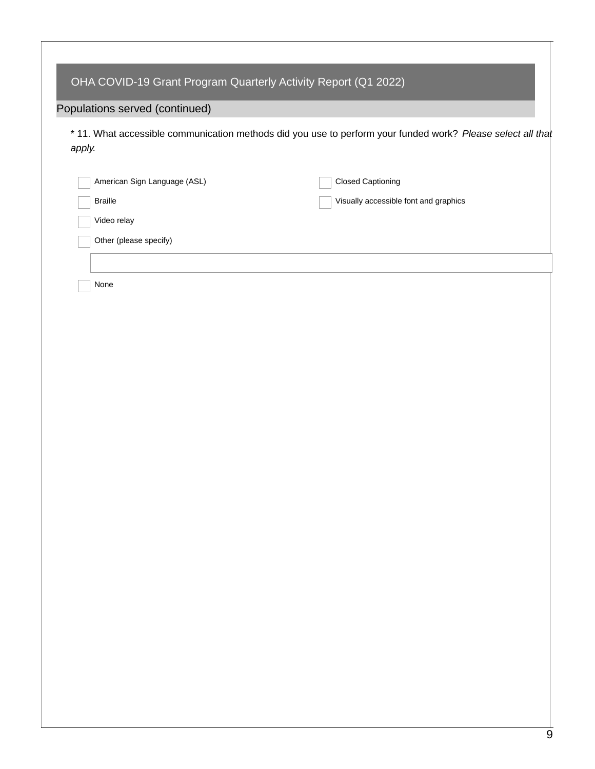## OHA COVID-19 Grant Program Quarterly Activity Report (Q1 2022)

### Populations served (continued)

\* 11. What accessible communication methods did you use to perform your funded work? *Please select all that apply.*

- [ ] American Sign Language (ASL)
- [ ] Braille
- [ ] Video relay
- [ ] Other (please specify)

  ______________________________

- [ ] None
- [ ] Closed Captioning
- [ ] Visually accessible font and graphics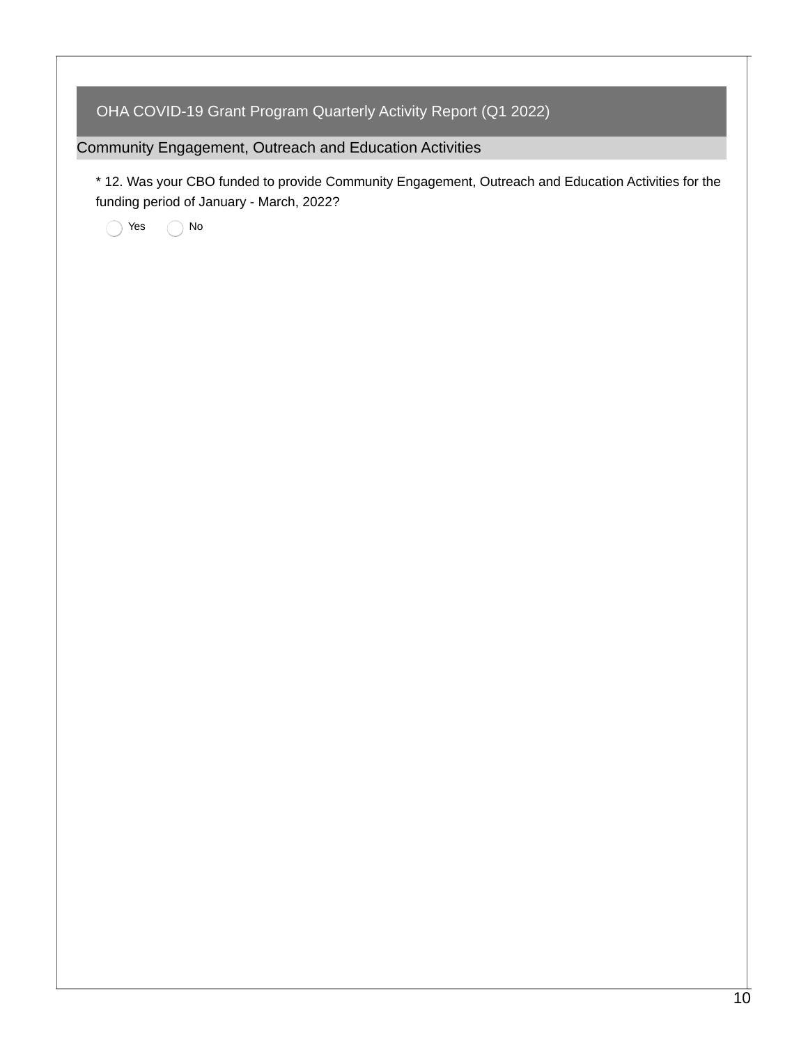## OHA COVID-19 Grant Program Quarterly Activity Report (Q1 2022)

### Community Engagement, Outreach and Education Activities

* 12. Was your CBO funded to provide Community Engagement, Outreach and Education Activities for the funding period of January - March, 2022?

- ◯ Yes
- ◯ No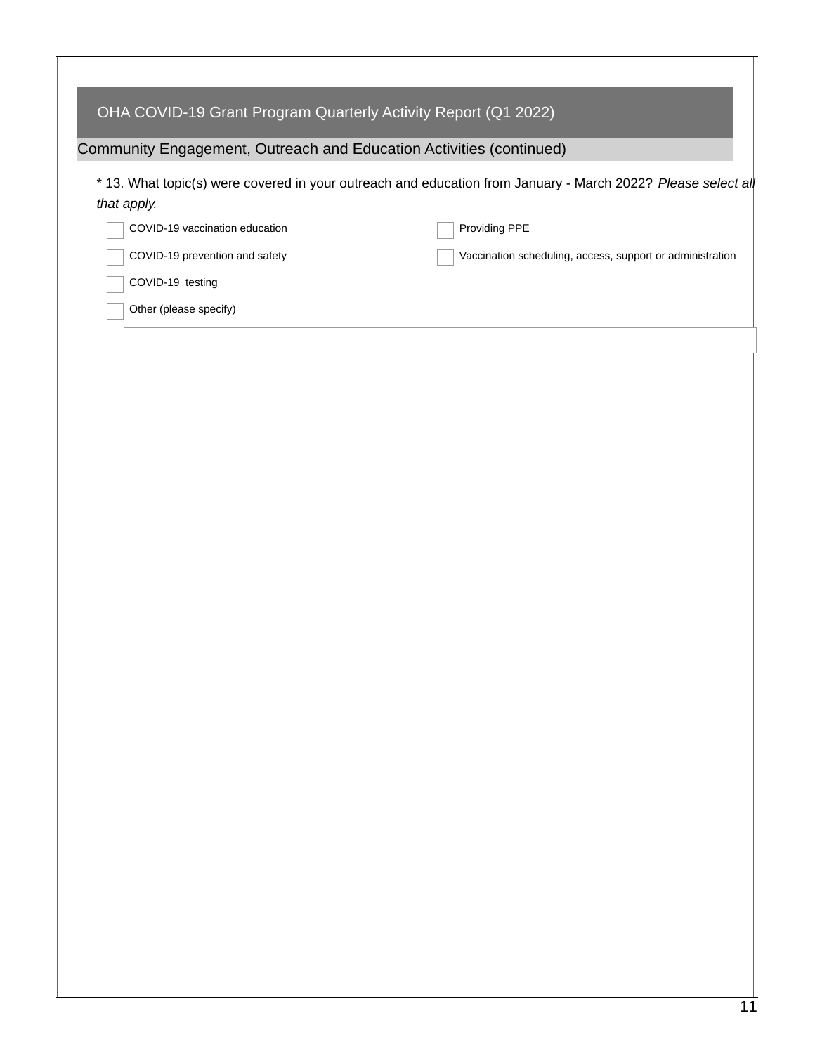## OHA COVID-19 Grant Program Quarterly Activity Report (Q1 2022)

### Community Engagement, Outreach and Education Activities (continued)

\* 13. What topic(s) were covered in your outreach and education from January - March 2022? *Please select all that apply.*

- [ ] COVID-19 vaccination education
- [ ] COVID-19 prevention and safety
- [ ] COVID-19 testing
- [ ] Providing PPE
- [ ] Vaccination scheduling, access, support or administration
- [ ] Other (please specify)

\_\_\_\_\_\_\_\_\_\_\_\_\_\_\_\_\_\_\_\_\_\_\_\_\_\_\_\_\_\_\_\_\_\_\_\_\_\_\_\_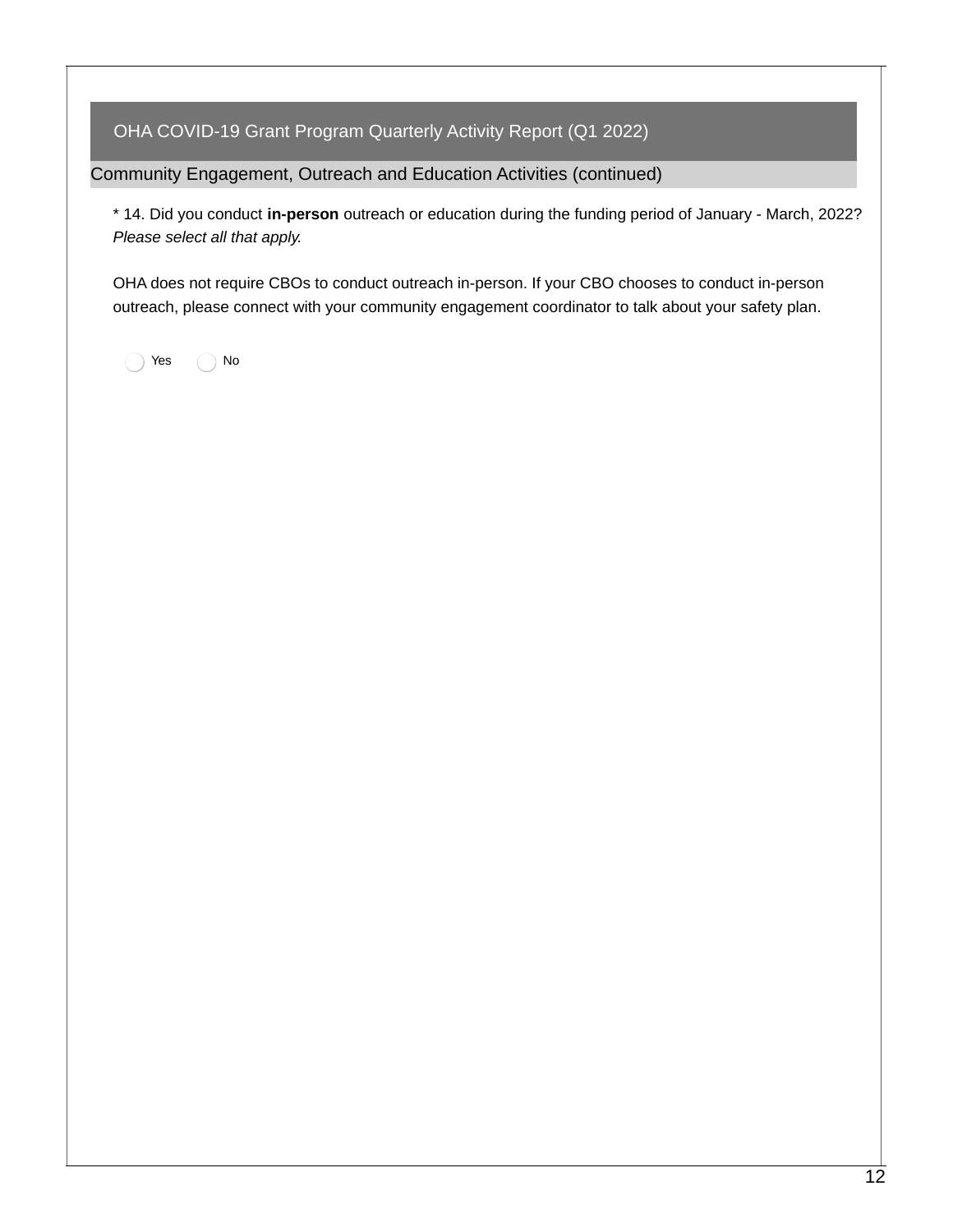## OHA COVID-19 Grant Program Quarterly Activity Report (Q1 2022)

### Community Engagement, Outreach and Education Activities (continued)

* 14. Did you conduct **in-person** outreach or education during the funding period of January - March, 2022? *Please select all that apply.*

OHA does not require CBOs to conduct outreach in-person. If your CBO chooses to conduct in-person outreach, please connect with your community engagement coordinator to talk about your safety plan.

- ◯ Yes
- ◯ No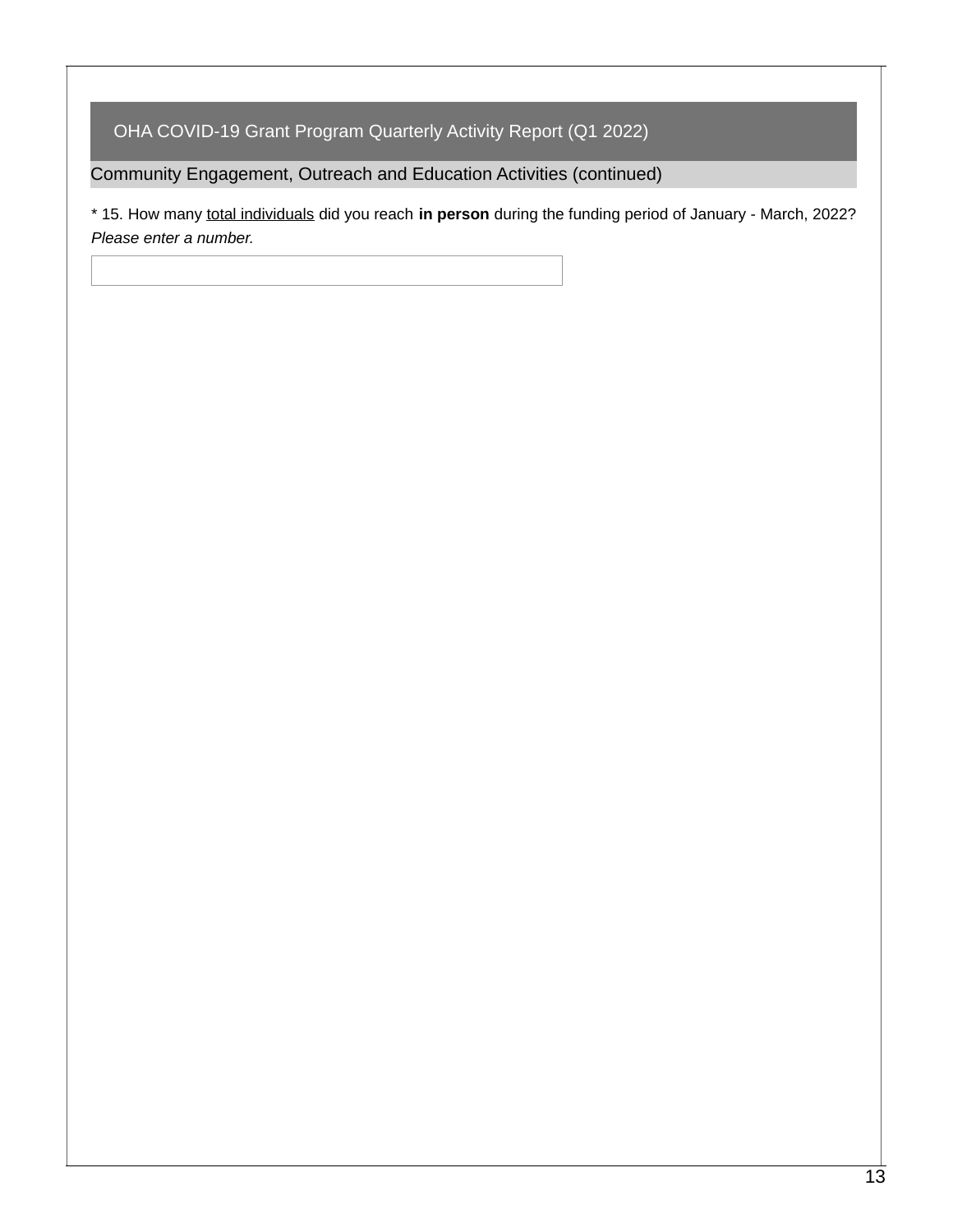## OHA COVID-19 Grant Program Quarterly Activity Report (Q1 2022)

### Community Engagement, Outreach and Education Activities (continued)

* 15. How many total individuals did you reach **in person** during the funding period of January - March, 2022?

*Please enter a number.*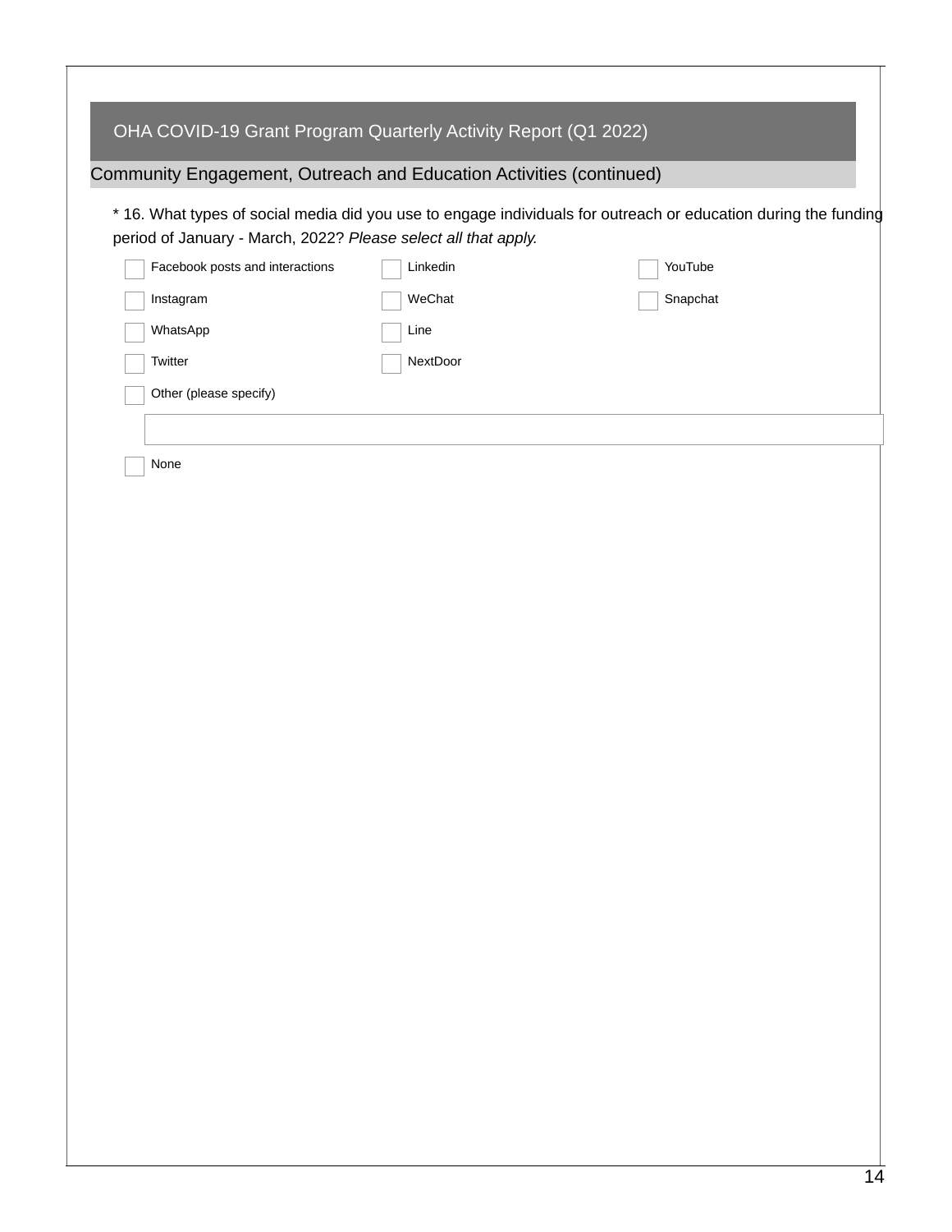## OHA COVID-19 Grant Program Quarterly Activity Report (Q1 2022)

### Community Engagement, Outreach and Education Activities (continued)

\* 16. What types of social media did you use to engage individuals for outreach or education during the funding period of January - March, 2022? *Please select all that apply.*

- [ ] Facebook posts and interactions
- [ ] Instagram
- [ ] WhatsApp
- [ ] Twitter
- [ ] Linkedin
- [ ] WeChat
- [ ] Line
- [ ] NextDoor
- [ ] YouTube
- [ ] Snapchat
- [ ] Other (please specify)

\_\_\_\_\_\_\_\_\_\_\_\_\_\_\_\_\_\_\_\_\_\_\_\_\_\_\_\_\_\_\_\_\_\_\_\_\_\_\_\_

- [ ] None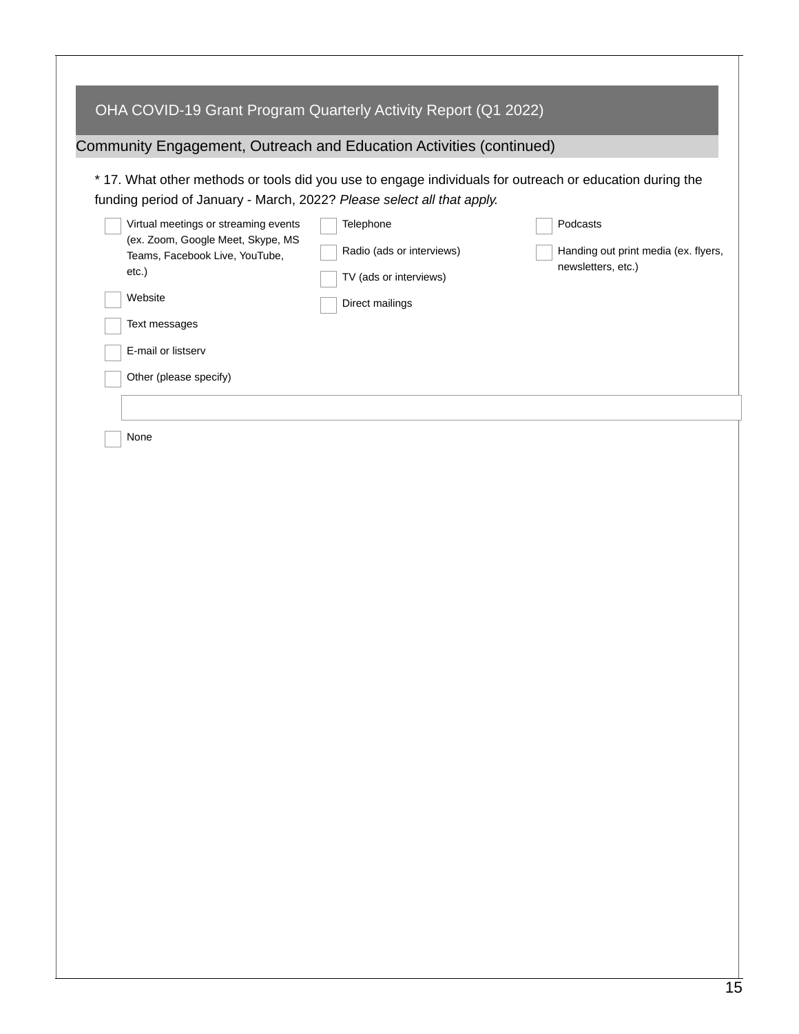## OHA COVID-19 Grant Program Quarterly Activity Report (Q1 2022)

### Community Engagement, Outreach and Education Activities (continued)

\* 17. What other methods or tools did you use to engage individuals for outreach or education during the funding period of January - March, 2022? *Please select all that apply.*

- [ ] Virtual meetings or streaming events (ex. Zoom, Google Meet, Skype, MS Teams, Facebook Live, YouTube, etc.)
- [ ] Website
- [ ] Text messages
- [ ] E-mail or listserv
- [ ] Telephone
- [ ] Radio (ads or interviews)
- [ ] TV (ads or interviews)
- [ ] Direct mailings
- [ ] Podcasts
- [ ] Handing out print media (ex. flyers, newsletters, etc.)
- [ ] Other (please specify)

\_\_\_\_\_\_\_\_\_\_\_\_\_\_\_\_\_\_\_\_\_\_\_\_\_\_\_\_\_\_

- [ ] None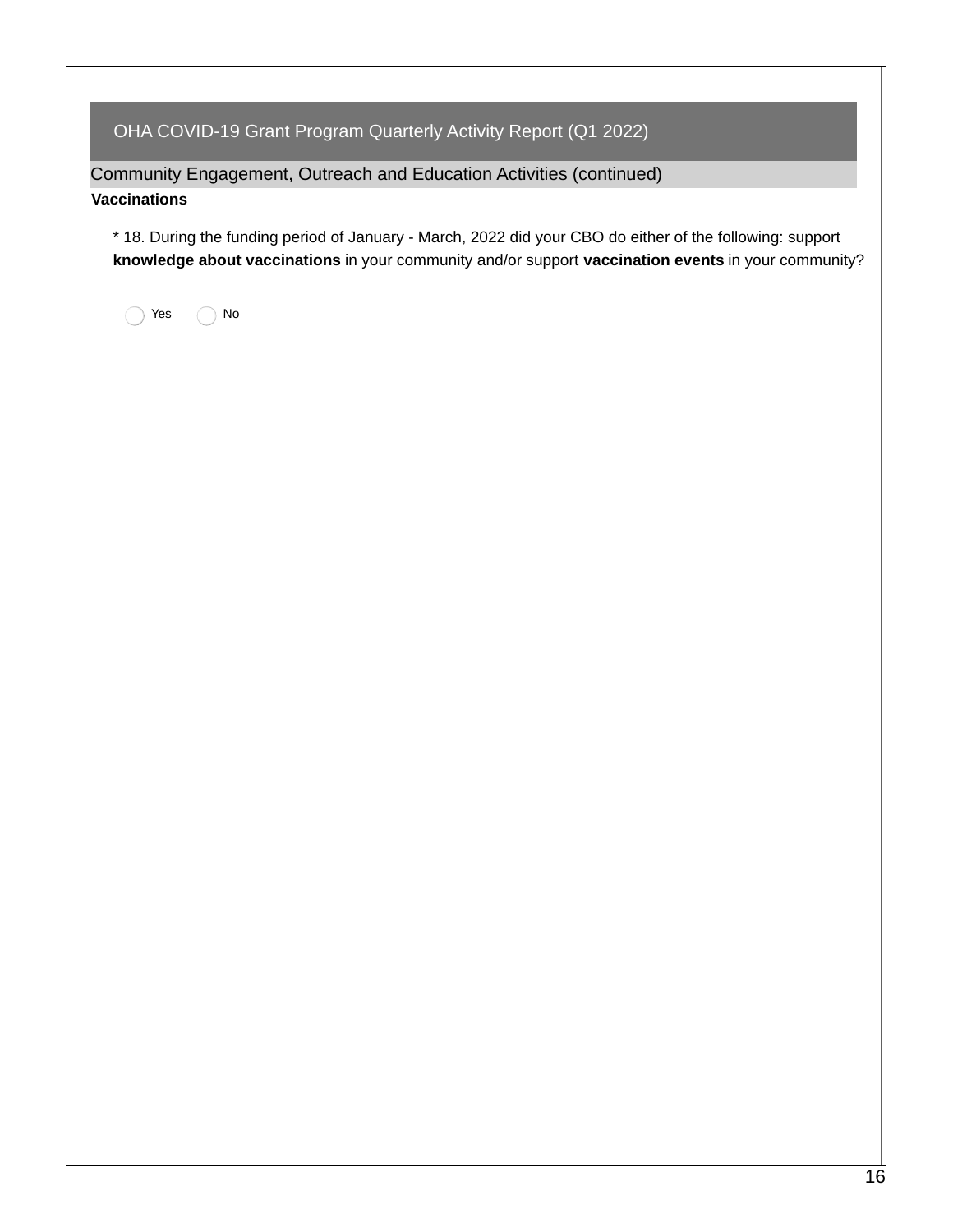## OHA COVID-19 Grant Program Quarterly Activity Report (Q1 2022)

### Community Engagement, Outreach and Education Activities (continued)

**Vaccinations**

* 18. During the funding period of January - March, 2022 did your CBO do either of the following: support **knowledge about vaccinations** in your community and/or support **vaccination events** in your community?

- ◯ Yes
- ◯ No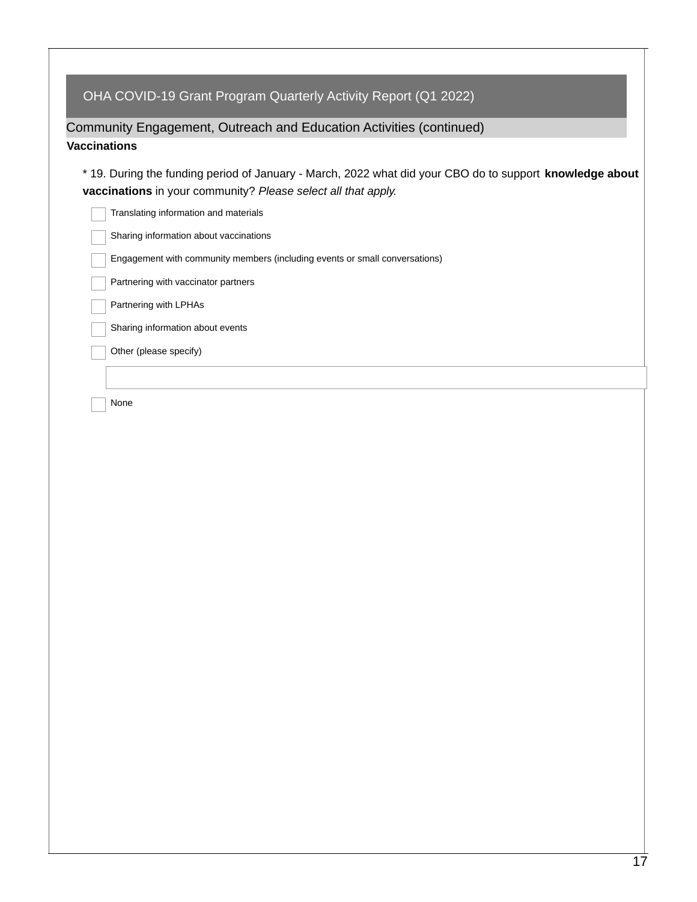## OHA COVID-19 Grant Program Quarterly Activity Report (Q1 2022)

### Community Engagement, Outreach and Education Activities (continued)

**Vaccinations**

\* 19. During the funding period of January - March, 2022 what did your CBO do to support **knowledge about vaccinations** in your community? *Please select all that apply.*

- [ ] Translating information and materials
- [ ] Sharing information about vaccinations
- [ ] Engagement with community members (including events or small conversations)
- [ ] Partnering with vaccinator partners
- [ ] Partnering with LPHAs
- [ ] Sharing information about events
- [ ] Other (please specify)

  \_\_\_\_\_\_\_\_\_\_\_\_\_\_\_\_\_\_\_\_\_\_\_\_\_\_\_\_\_\_

- [ ] None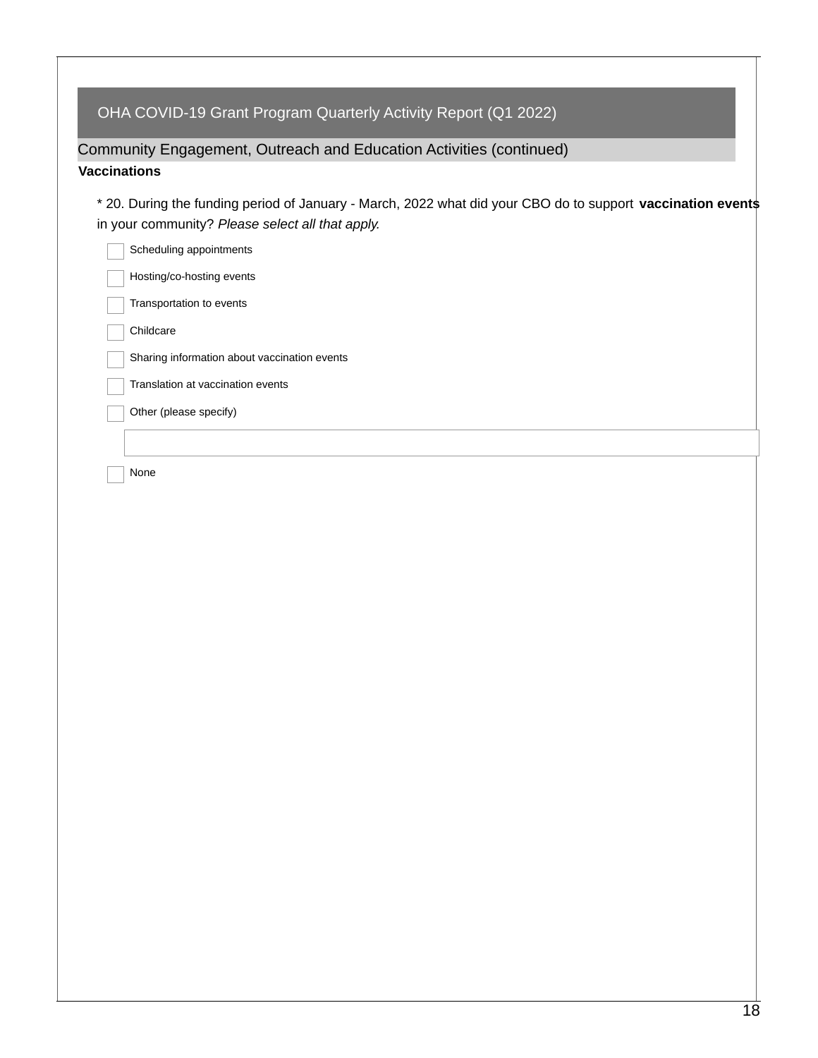## OHA COVID-19 Grant Program Quarterly Activity Report (Q1 2022)

### Community Engagement, Outreach and Education Activities (continued)

**Vaccinations**

* 20. During the funding period of January - March, 2022 what did your CBO do to support **vaccination events** in your community? *Please select all that apply.*

- [ ] Scheduling appointments
- [ ] Hosting/co-hosting events
- [ ] Transportation to events
- [ ] Childcare
- [ ] Sharing information about vaccination events
- [ ] Translation at vaccination events
- [ ] Other (please specify)

  ______________________________

- [ ] None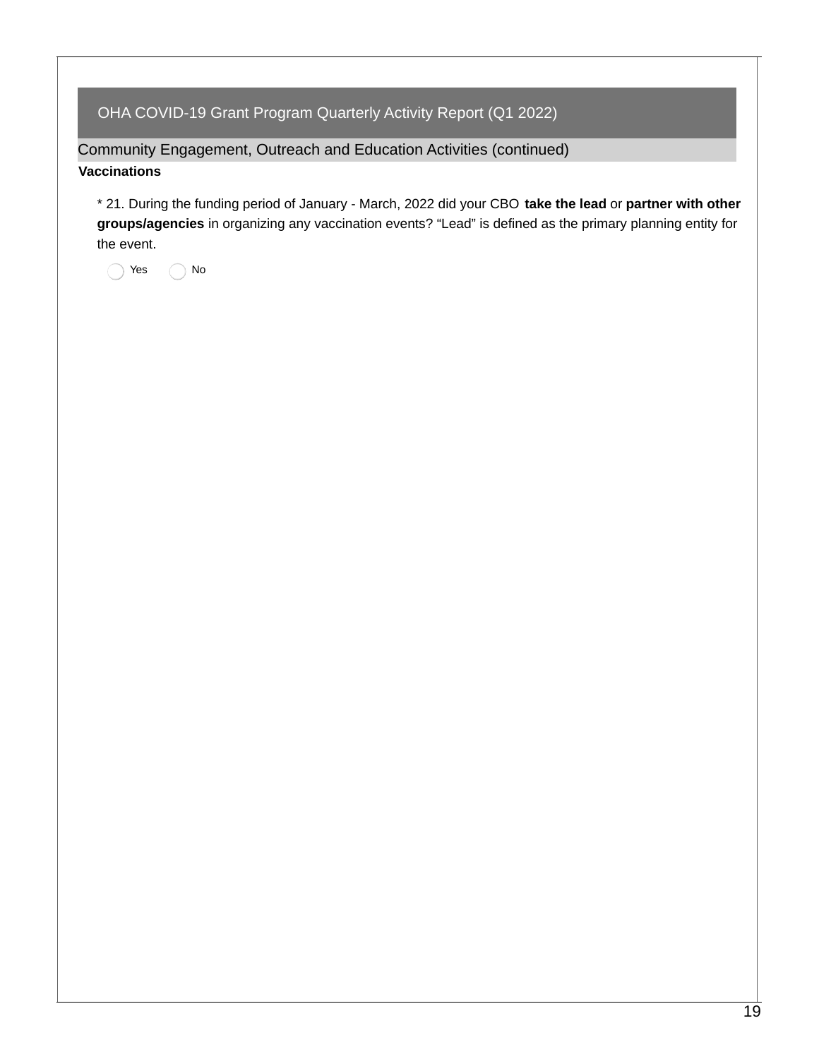## OHA COVID-19 Grant Program Quarterly Activity Report (Q1 2022)

### Community Engagement, Outreach and Education Activities (continued)

**Vaccinations**

* 21. During the funding period of January - March, 2022 did your CBO **take the lead** or **partner with other groups/agencies** in organizing any vaccination events? “Lead” is defined as the primary planning entity for the event.

- ◯ Yes
- ◯ No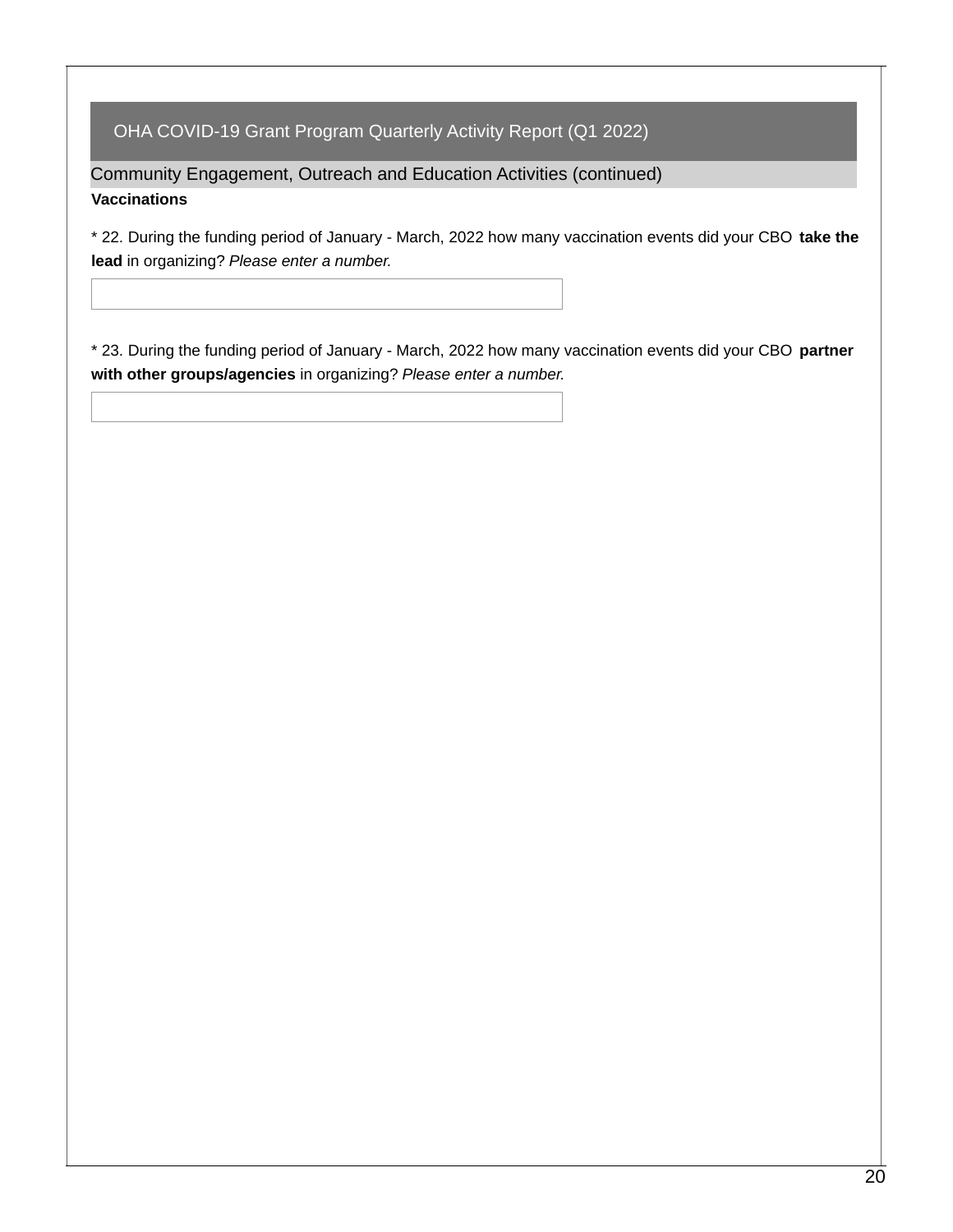## OHA COVID-19 Grant Program Quarterly Activity Report (Q1 2022)

### Community Engagement, Outreach and Education Activities (continued)

**Vaccinations**

* 22. During the funding period of January - March, 2022 how many vaccination events did your CBO **take the lead** in organizing? *Please enter a number.*

* 23. During the funding period of January - March, 2022 how many vaccination events did your CBO **partner with other groups/agencies** in organizing? *Please enter a number.*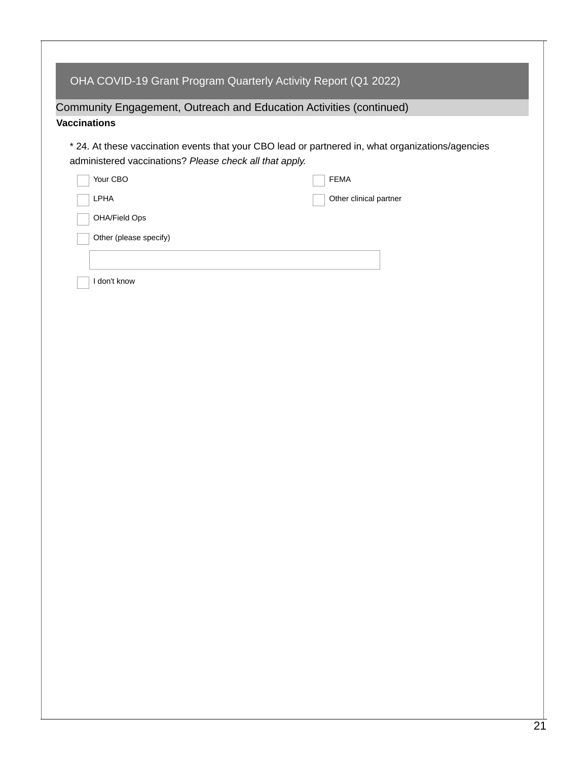## OHA COVID-19 Grant Program Quarterly Activity Report (Q1 2022)

### Community Engagement, Outreach and Education Activities (continued)

**Vaccinations**

\* 24. At these vaccination events that your CBO lead or partnered in, what organizations/agencies administered vaccinations? *Please check all that apply.*

- [ ] Your CBO
- [ ] LPHA
- [ ] OHA/Field Ops
- [ ] FEMA
- [ ] Other clinical partner
- [ ] Other (please specify)

  \_\_\_\_\_\_\_\_\_\_\_\_\_\_\_\_\_\_\_\_\_\_\_\_\_\_\_\_\_\_

- [ ] I don't know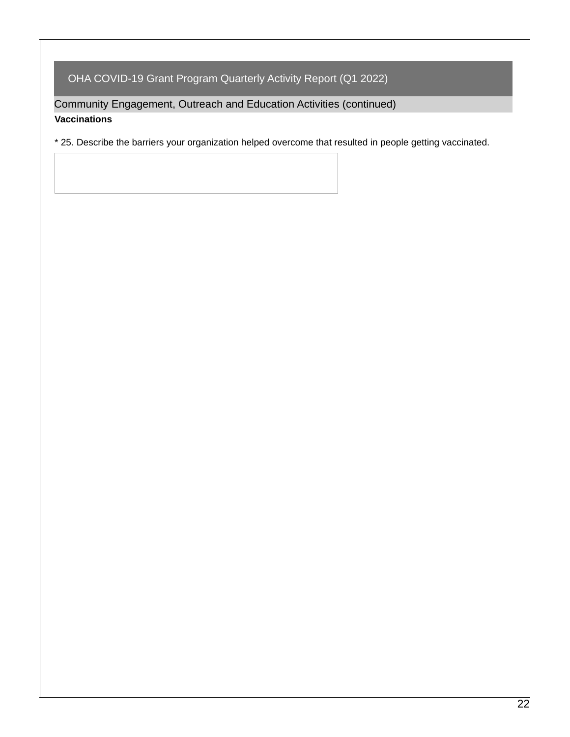## OHA COVID-19 Grant Program Quarterly Activity Report (Q1 2022)

### Community Engagement, Outreach and Education Activities (continued)

**Vaccinations**

* 25. Describe the barriers your organization helped overcome that resulted in people getting vaccinated.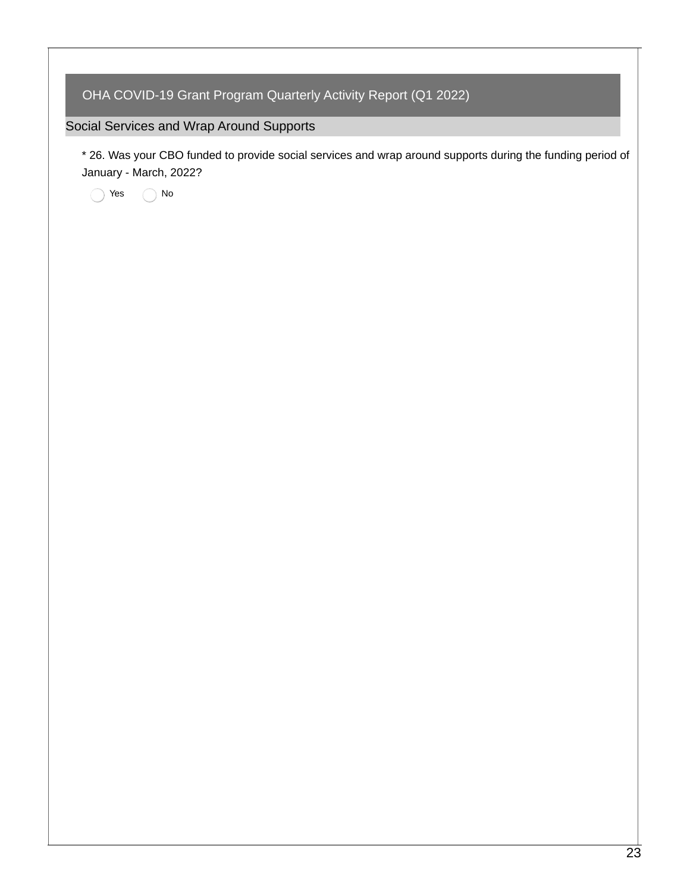## OHA COVID-19 Grant Program Quarterly Activity Report (Q1 2022)

### Social Services and Wrap Around Supports

* 26. Was your CBO funded to provide social services and wrap around supports during the funding period of January - March, 2022?

- ◯ Yes
- ◯ No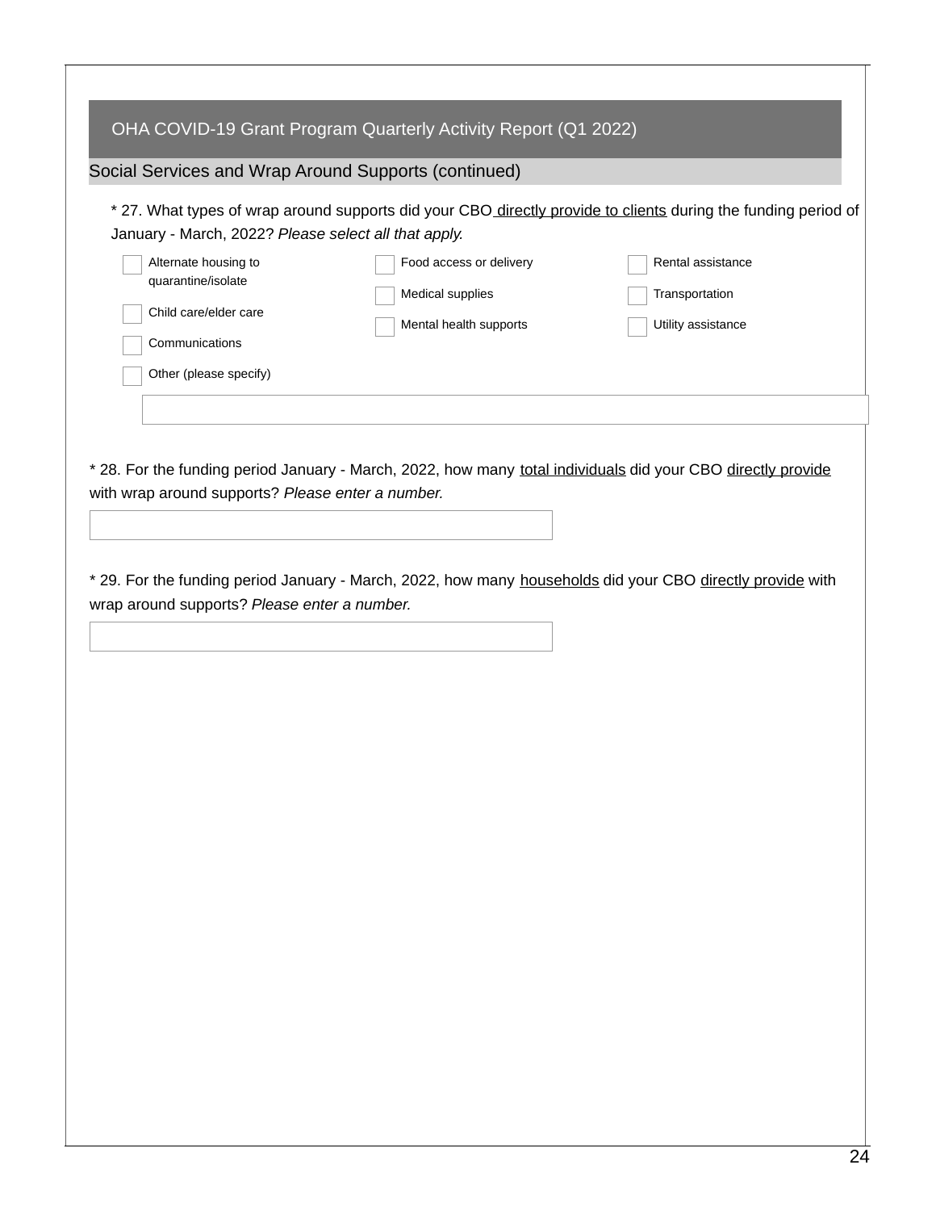## OHA COVID-19 Grant Program Quarterly Activity Report (Q1 2022)

### Social Services and Wrap Around Supports (continued)

\* 27. What types of wrap around supports did your CBO directly provide to clients during the funding period of January - March, 2022? *Please select all that apply.*

- [ ] Alternate housing to quarantine/isolate
- [ ] Child care/elder care
- [ ] Communications
- [ ] Food access or delivery
- [ ] Medical supplies
- [ ] Mental health supports
- [ ] Rental assistance
- [ ] Transportation
- [ ] Utility assistance
- [ ] Other (please specify)

\_\_\_\_\_\_\_\_\_\_\_\_\_\_\_\_\_\_\_\_

\* 28. For the funding period January - March, 2022, how many total individuals did your CBO directly provide with wrap around supports? *Please enter a number.*

\_\_\_\_\_\_\_\_\_\_\_\_\_\_\_\_\_\_\_\_

\* 29. For the funding period January - March, 2022, how many households did your CBO directly provide with wrap around supports? *Please enter a number.*

\_\_\_\_\_\_\_\_\_\_\_\_\_\_\_\_\_\_\_\_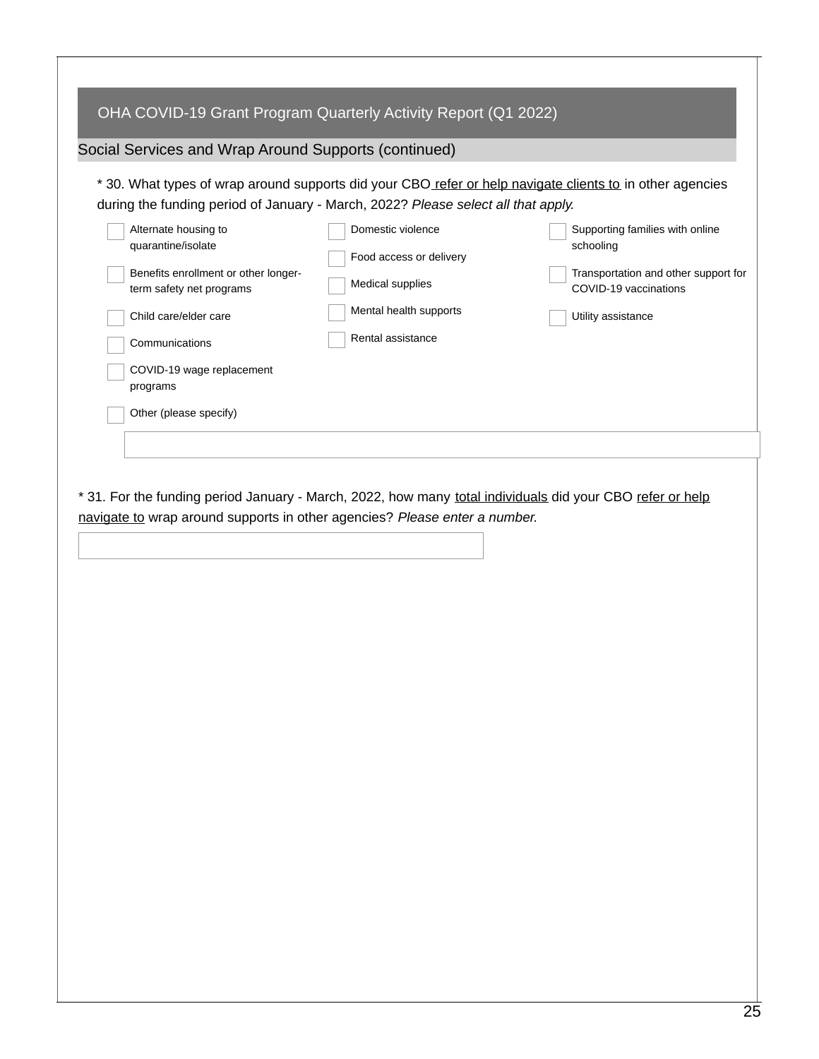## OHA COVID-19 Grant Program Quarterly Activity Report (Q1 2022)

### Social Services and Wrap Around Supports (continued)

\* 30. What types of wrap around supports did your CBO <u>refer or help navigate clients to</u> in other agencies during the funding period of January - March, 2022? *Please select all that apply.*

- [ ] Alternate housing to quarantine/isolate
- [ ] Benefits enrollment or other longer-term safety net programs
- [ ] Child care/elder care
- [ ] Communications
- [ ] COVID-19 wage replacement programs
- [ ] Domestic violence
- [ ] Food access or delivery
- [ ] Medical supplies
- [ ] Mental health supports
- [ ] Rental assistance
- [ ] Supporting families with online schooling
- [ ] Transportation and other support for COVID-19 vaccinations
- [ ] Utility assistance
- [ ] Other (please specify)

\_\_\_\_\_\_\_\_\_\_\_\_\_\_\_\_\_\_\_\_\_\_\_\_\_\_\_\_\_\_\_\_\_\_\_\_\_\_\_\_

\* 31. For the funding period January - March, 2022, how many <u>total individuals</u> did your CBO <u>refer or help navigate to</u> wrap around supports in other agencies? *Please enter a number.*

\_\_\_\_\_\_\_\_\_\_\_\_\_\_\_\_\_\_\_\_\_\_\_\_\_\_\_\_\_\_\_\_\_\_\_\_\_\_\_\_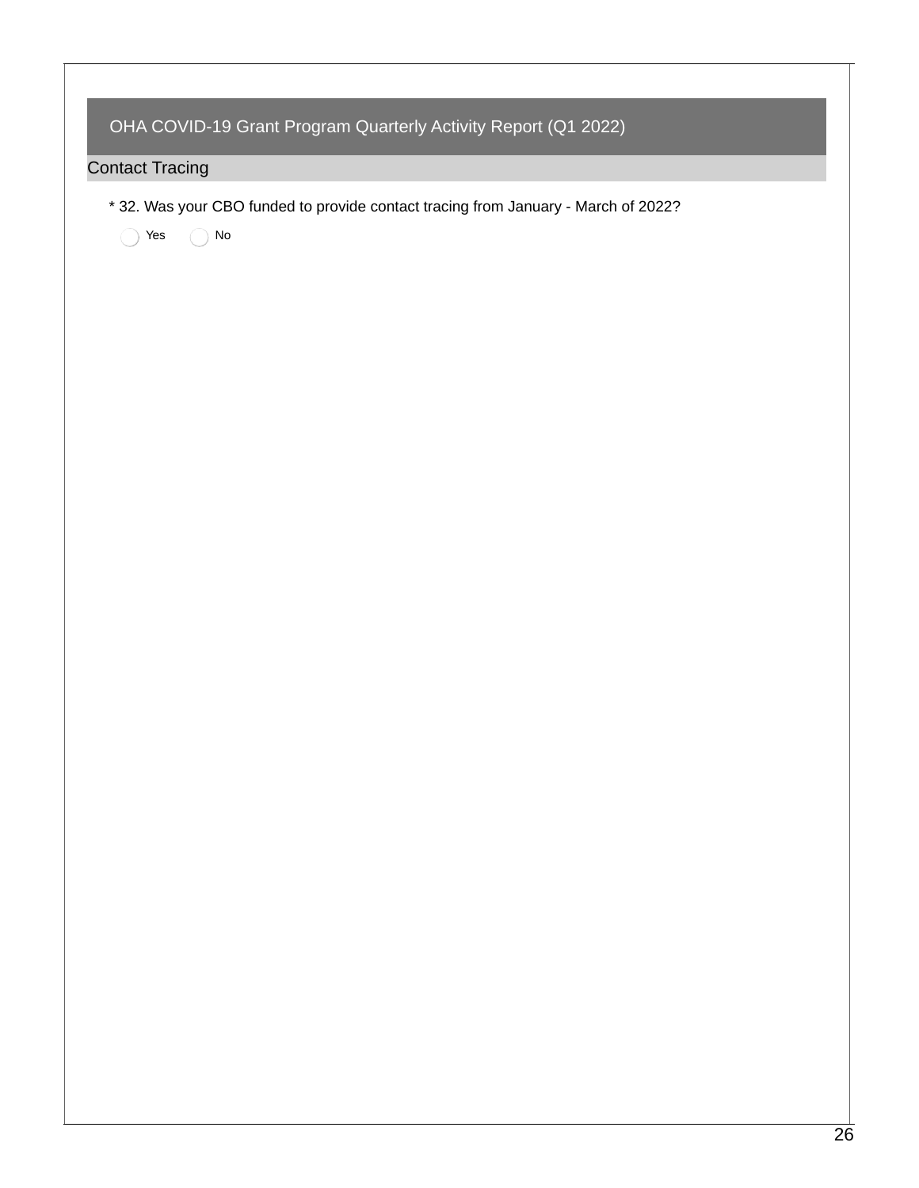# OHA COVID-19 Grant Program Quarterly Activity Report (Q1 2022)

## Contact Tracing

* 32. Was your CBO funded to provide contact tracing from January - March of 2022?

○ Yes ○ No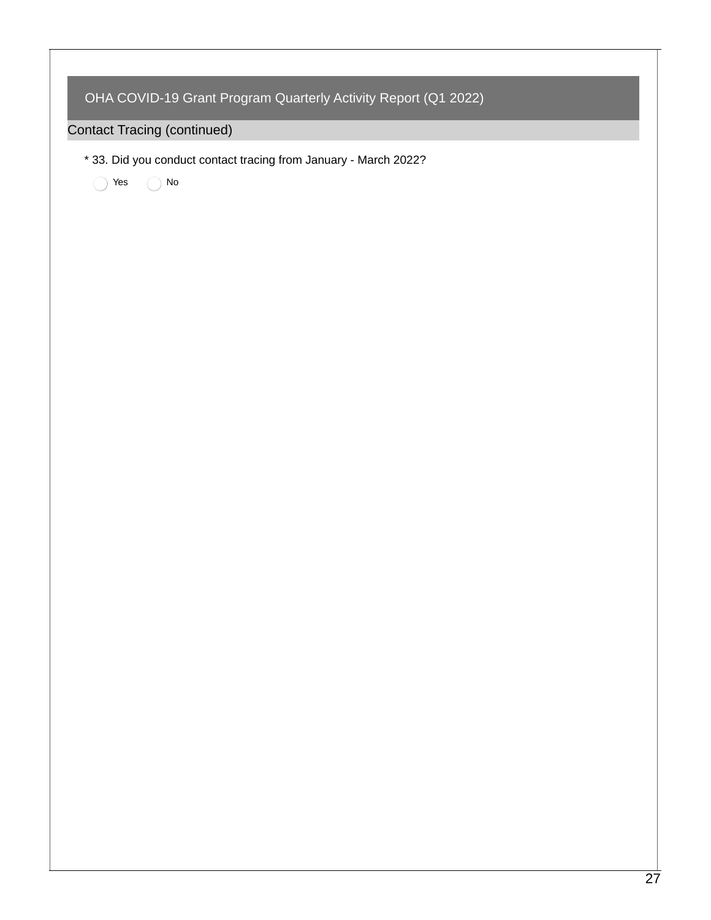# OHA COVID-19 Grant Program Quarterly Activity Report (Q1 2022)

## Contact Tracing (continued)

* 33. Did you conduct contact tracing from January - March 2022?

◯ Yes ◯ No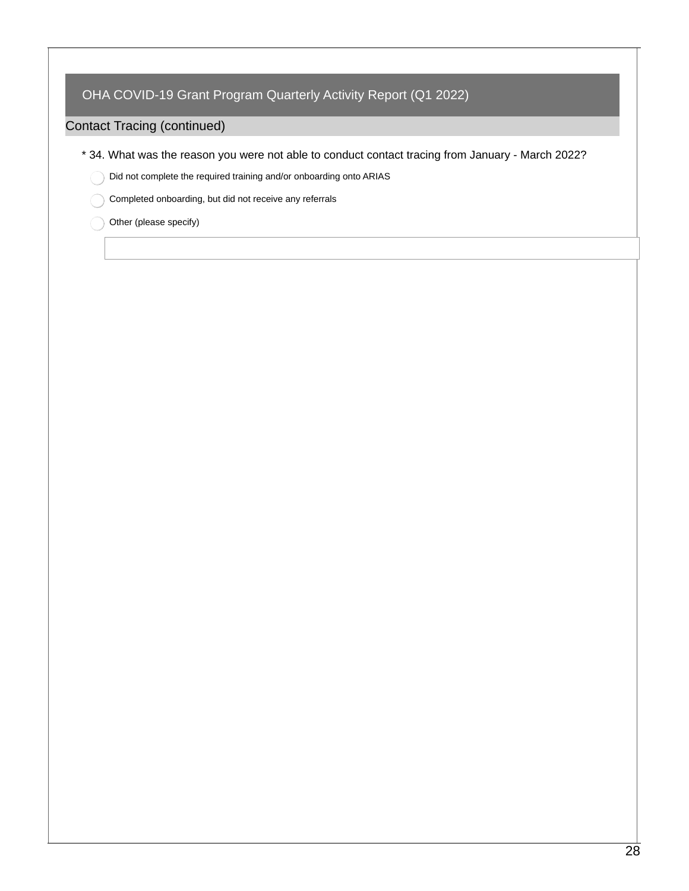## OHA COVID-19 Grant Program Quarterly Activity Report (Q1 2022)

### Contact Tracing (continued)

* 34. What was the reason you were not able to conduct contact tracing from January - March 2022?

- ◯ Did not complete the required training and/or onboarding onto ARIAS
- ◯ Completed onboarding, but did not receive any referrals
- ◯ Other (please specify)

\_\_\_\_\_\_\_\_\_\_\_\_\_\_\_\_\_\_\_\_\_\_\_\_\_\_\_\_\_\_\_\_\_\_\_\_\_\_\_\_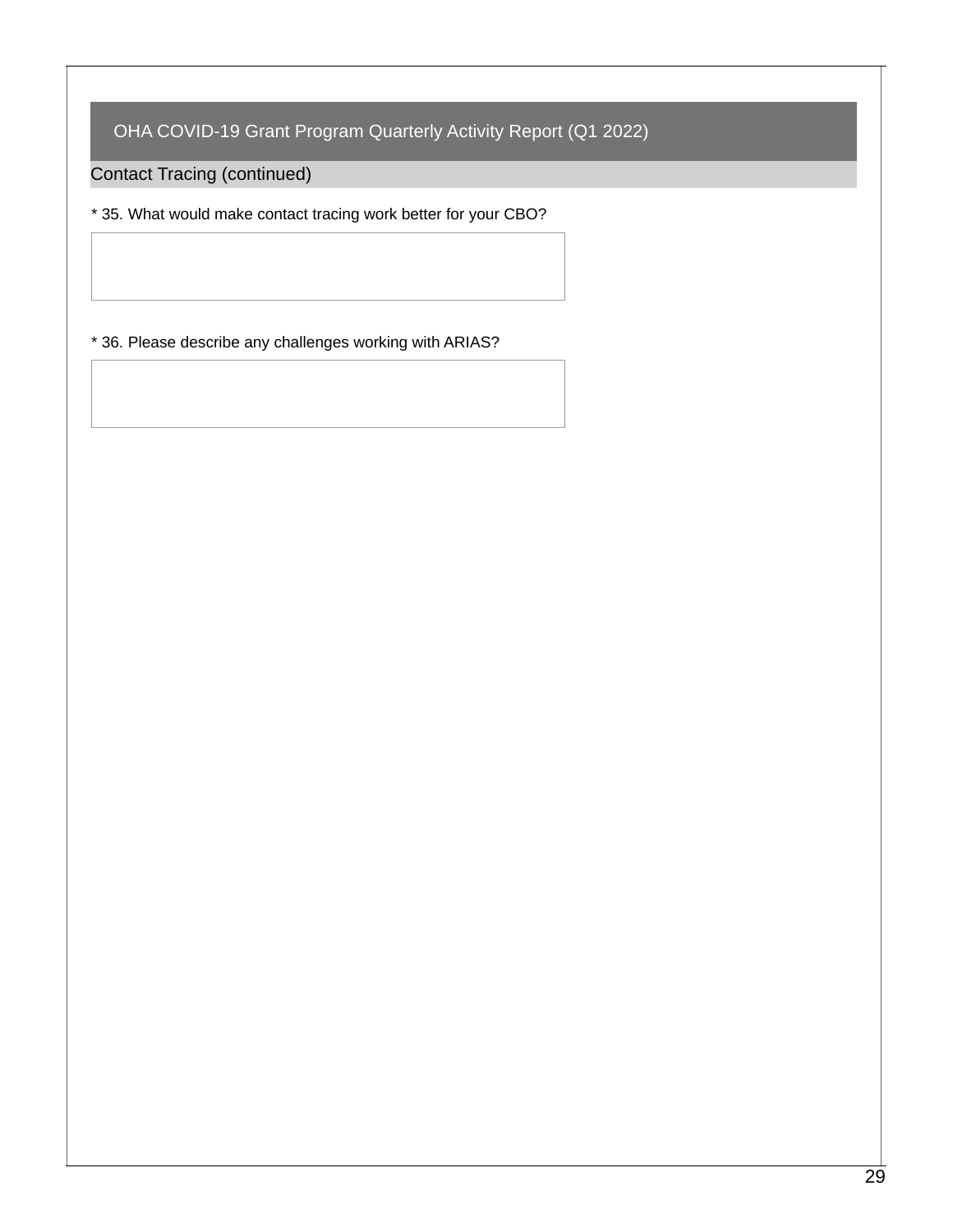## OHA COVID-19 Grant Program Quarterly Activity Report (Q1 2022)

### Contact Tracing (continued)

* 35. What would make contact tracing work better for your CBO?

* 36. Please describe any challenges working with ARIAS?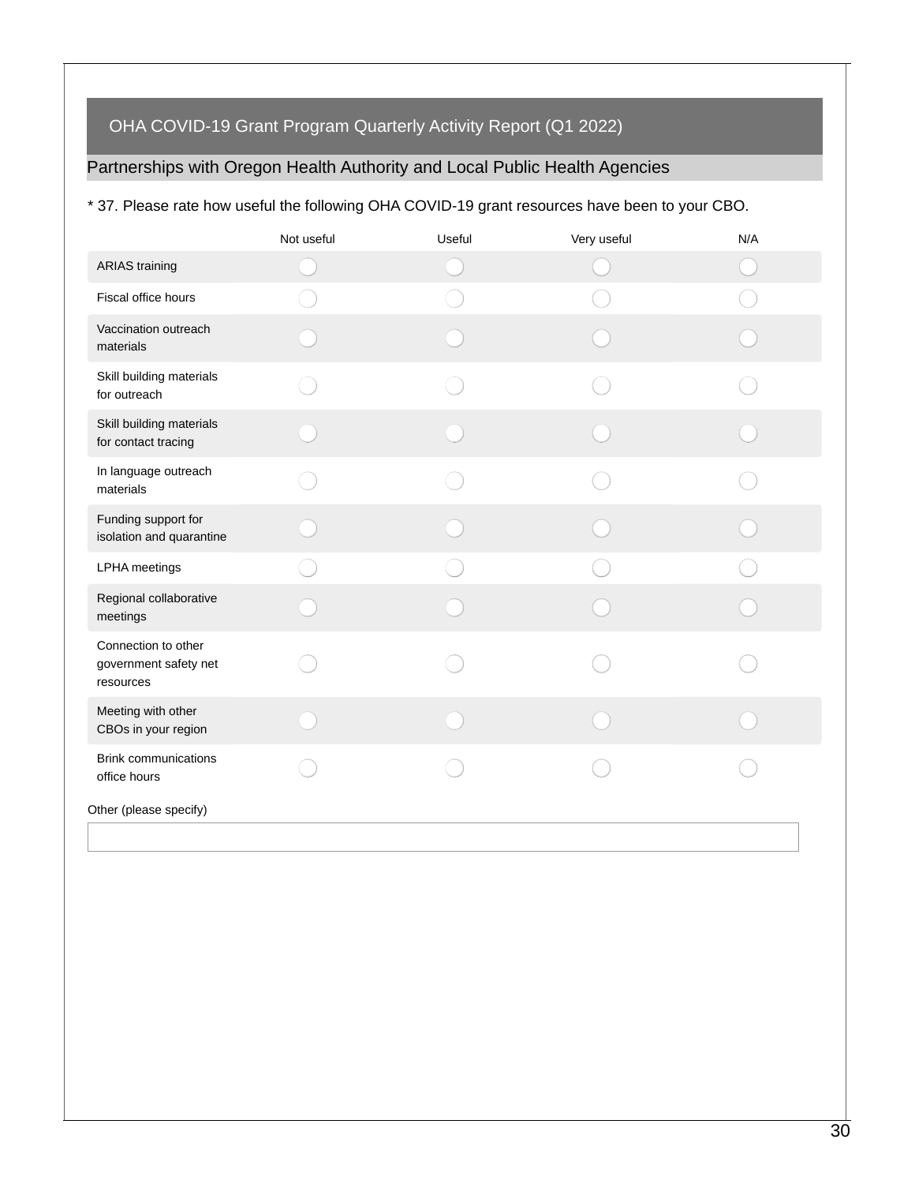# OHA COVID-19 Grant Program Quarterly Activity Report (Q1 2022)

## Partnerships with Oregon Health Authority and Local Public Health Agencies

* 37. Please rate how useful the following OHA COVID-19 grant resources have been to your CBO.

| | Not useful | Useful | Very useful | N/A |
|---|---|---|---|---|
| ARIAS training | ○ | ○ | ○ | ○ |
| Fiscal office hours | ○ | ○ | ○ | ○ |
| Vaccination outreach materials | ○ | ○ | ○ | ○ |
| Skill building materials for outreach | ○ | ○ | ○ | ○ |
| Skill building materials for contact tracing | ○ | ○ | ○ | ○ |
| In language outreach materials | ○ | ○ | ○ | ○ |
| Funding support for isolation and quarantine | ○ | ○ | ○ | ○ |
| LPHA meetings | ○ | ○ | ○ | ○ |
| Regional collaborative meetings | ○ | ○ | ○ | ○ |
| Connection to other government safety net resources | ○ | ○ | ○ | ○ |
| Meeting with other CBOs in your region | ○ | ○ | ○ | ○ |
| Brink communications office hours | ○ | ○ | ○ | ○ |

Other (please specify)

[ ]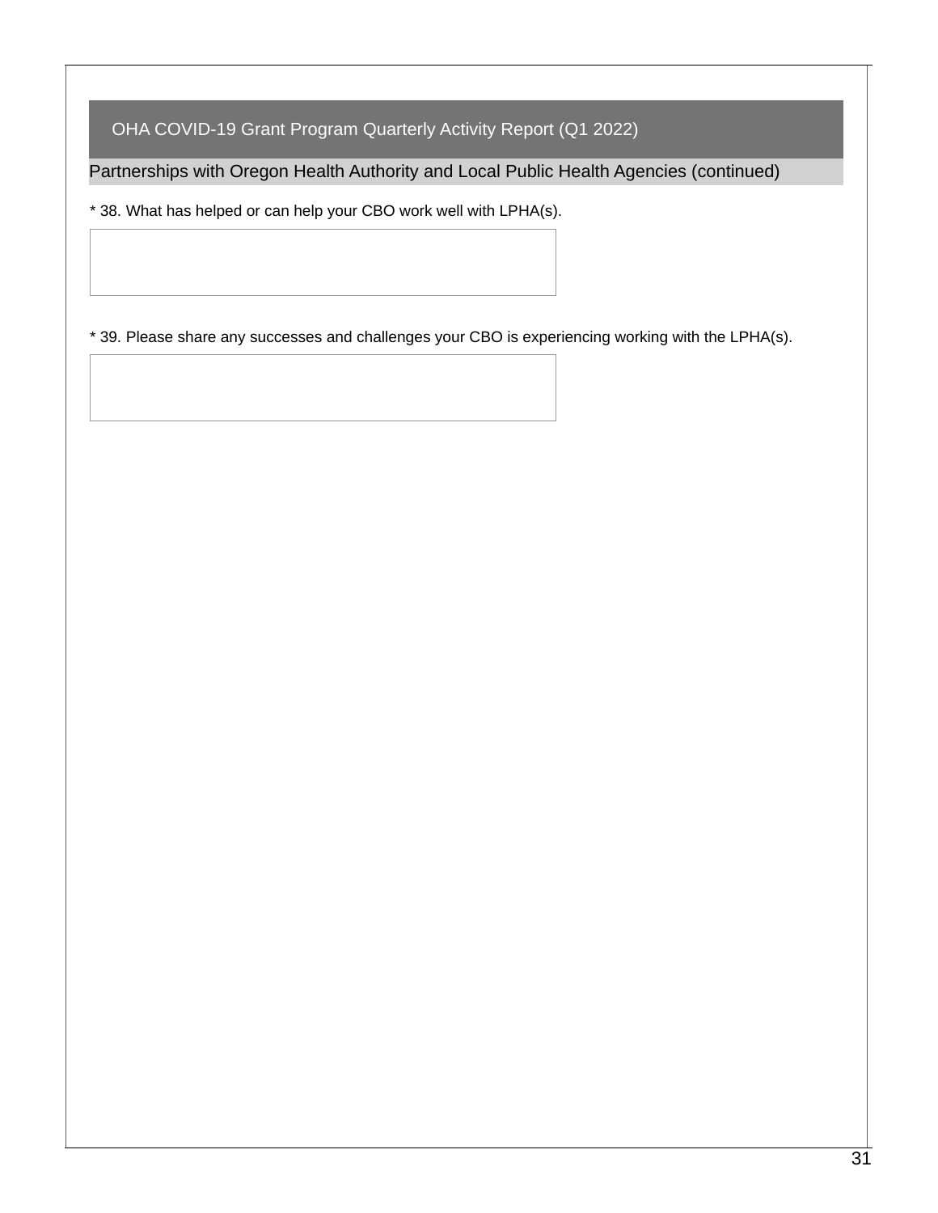## OHA COVID-19 Grant Program Quarterly Activity Report (Q1 2022)

### Partnerships with Oregon Health Authority and Local Public Health Agencies (continued)

* 38. What has helped or can help your CBO work well with LPHA(s).

* 39. Please share any successes and challenges your CBO is experiencing working with the LPHA(s).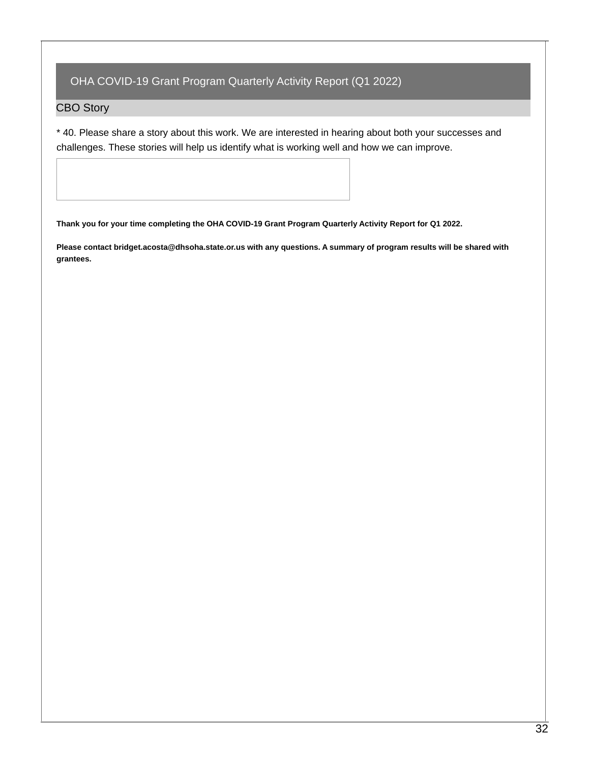## OHA COVID-19 Grant Program Quarterly Activity Report (Q1 2022)

### CBO Story

* 40. Please share a story about this work. We are interested in hearing about both your successes and challenges. These stories will help us identify what is working well and how we can improve.

**Thank you for your time completing the OHA COVID-19 Grant Program Quarterly Activity Report for Q1 2022.**

**Please contact bridget.acosta@dhsoha.state.or.us with any questions. A summary of program results will be shared with grantees.**